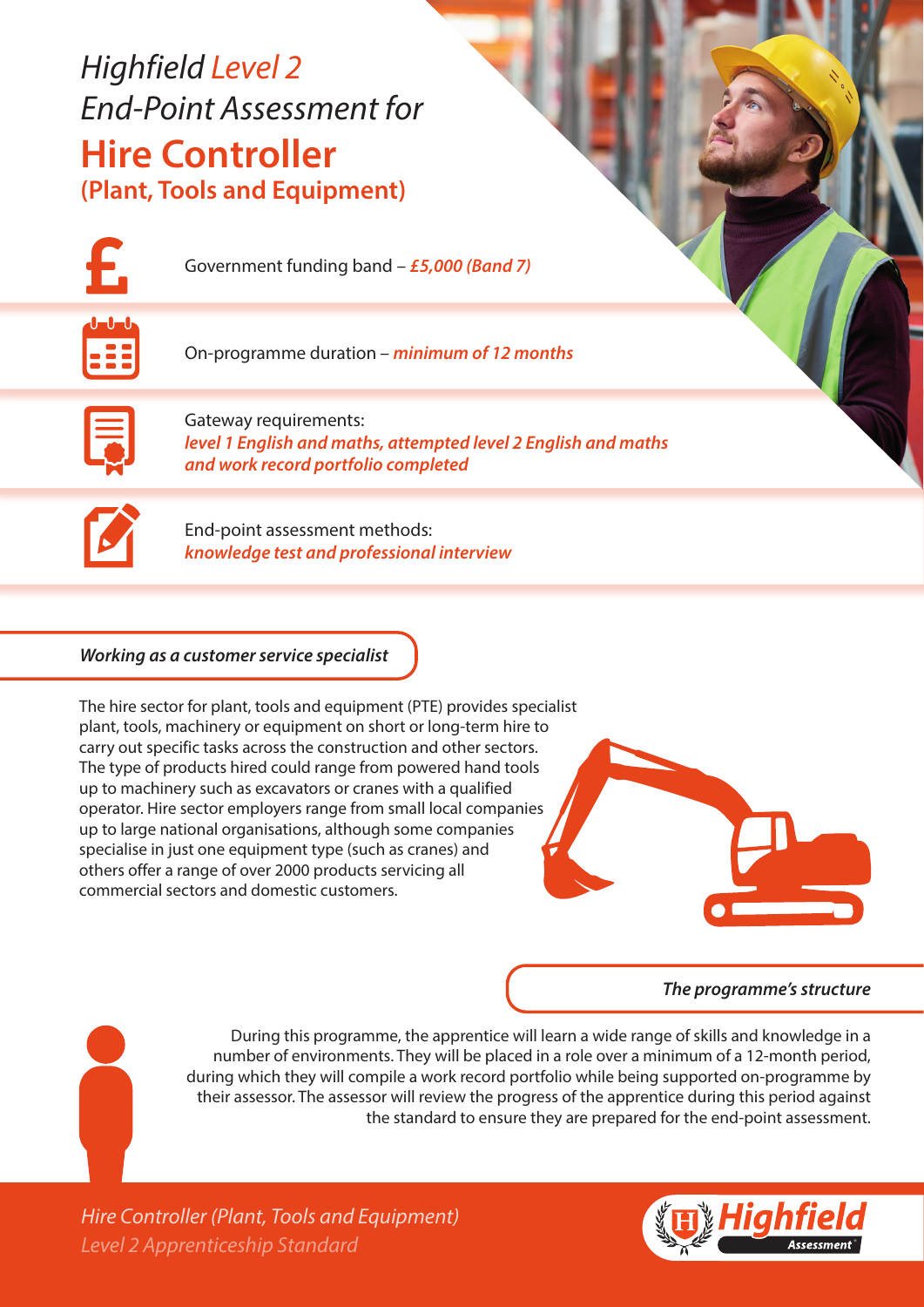# *Highfield Level 2 End-Point Assessment for* **Hire Controller (Plant, Tools and Equipment)**

Government funding band – ***£5,000 (Band 7)***

On-programme duration – ***minimum of 12 months***

Gateway requirements:
***level 1 English and maths, attempted level 2 English and maths and work record portfolio completed***

End-point assessment methods:
***knowledge test and professional interview***

## *Working as a customer service specialist*

The hire sector for plant, tools and equipment (PTE) provides specialist plant, tools, machinery or equipment on short or long-term hire to carry out specific tasks across the construction and other sectors. The type of products hired could range from powered hand tools up to machinery such as excavators or cranes with a qualified operator. Hire sector employers range from small local companies up to large national organisations, although some companies specialise in just one equipment type (such as cranes) and others offer a range of over 2000 products servicing all commercial sectors and domestic customers.

## *The programme's structure*

During this programme, the apprentice will learn a wide range of skills and knowledge in a number of environments. They will be placed in a role over a minimum of a 12-month period, during which they will compile a work record portfolio while being supported on-programme by their assessor. The assessor will review the progress of the apprentice during this period against the standard to ensure they are prepared for the end-point assessment.

*Hire Controller (Plant, Tools and Equipment)*
*Level 2 Apprenticeship Standard*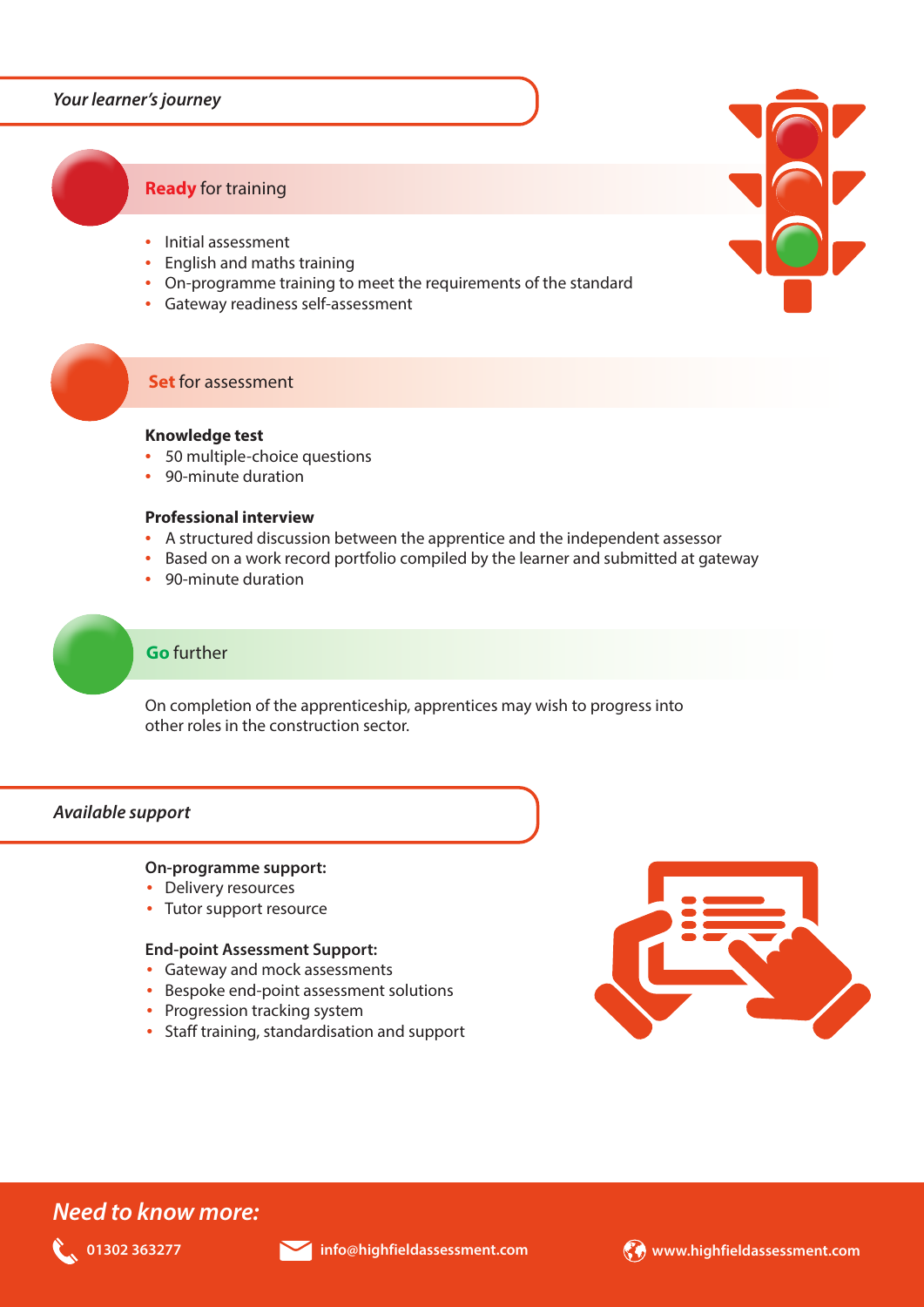## *Your learner's journey*

### **Ready** for training

- Initial assessment
- English and maths training
- On-programme training to meet the requirements of the standard
- Gateway readiness self-assessment

### **Set** for assessment

**Knowledge test**

- 50 multiple-choice questions
- 90-minute duration

**Professional interview**

- A structured discussion between the apprentice and the independent assessor
- Based on a work record portfolio compiled by the learner and submitted at gateway
- 90-minute duration

### **Go** further

On completion of the apprenticeship, apprentices may wish to progress into other roles in the construction sector.

## *Available support*

**On-programme support:**

- Delivery resources
- Tutor support resource

**End-point Assessment Support:**

- Gateway and mock assessments
- Bespoke end-point assessment solutions
- Progression tracking system
- Staff training, standardisation and support

## *Need to know more:*

**01302 363277** **info@highfieldassessment.com** **www.highfieldassessment.com**